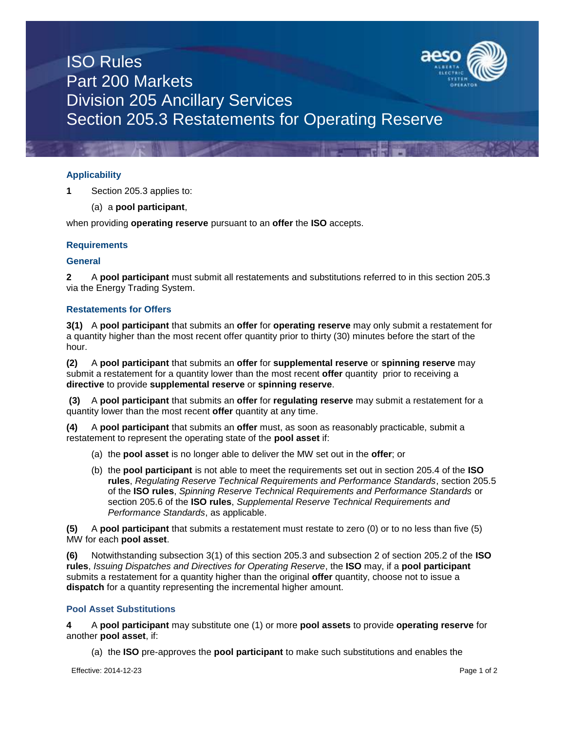# ISO Rules
# Part 200 Markets
# Division 205 Ancillary Services
# Section 205.3 Restatements for Operating Reserve

## Applicability

**1** Section 205.3 applies to:

(a) a **pool participant**,

when providing **operating reserve** pursuant to an **offer** the **ISO** accepts.

## Requirements

### General

**2** A **pool participant** must submit all restatements and substitutions referred to in this section 205.3 via the Energy Trading System.

### Restatements for Offers

**3(1)** A **pool participant** that submits an **offer** for **operating reserve** may only submit a restatement for a quantity higher than the most recent offer quantity prior to thirty (30) minutes before the start of the hour.

**(2)** A **pool participant** that submits an **offer** for **supplemental reserve** or **spinning reserve** may submit a restatement for a quantity lower than the most recent **offer** quantity prior to receiving a **directive** to provide **supplemental reserve** or **spinning reserve**.

**(3)** A **pool participant** that submits an **offer** for **regulating reserve** may submit a restatement for a quantity lower than the most recent **offer** quantity at any time.

**(4)** A **pool participant** that submits an **offer** must, as soon as reasonably practicable, submit a restatement to represent the operating state of the **pool asset** if:

(a) the **pool asset** is no longer able to deliver the MW set out in the **offer**; or

(b) the **pool participant** is not able to meet the requirements set out in section 205.4 of the **ISO rules**, *Regulating Reserve Technical Requirements and Performance Standards*, section 205.5 of the **ISO rules**, *Spinning Reserve Technical Requirements and Performance Standards* or section 205.6 of the **ISO rules**, *Supplemental Reserve Technical Requirements and Performance Standards*, as applicable.

**(5)** A **pool participant** that submits a restatement must restate to zero (0) or to no less than five (5) MW for each **pool asset**.

**(6)** Notwithstanding subsection 3(1) of this section 205.3 and subsection 2 of section 205.2 of the **ISO rules**, *Issuing Dispatches and Directives for Operating Reserve*, the **ISO** may, if a **pool participant** submits a restatement for a quantity higher than the original **offer** quantity, choose not to issue a **dispatch** for a quantity representing the incremental higher amount.

### Pool Asset Substitutions

**4** A **pool participant** may substitute one (1) or more **pool assets** to provide **operating reserve** for another **pool asset**, if:

(a) the **ISO** pre-approves the **pool participant** to make such substitutions and enables the

Effective: 2014-12-23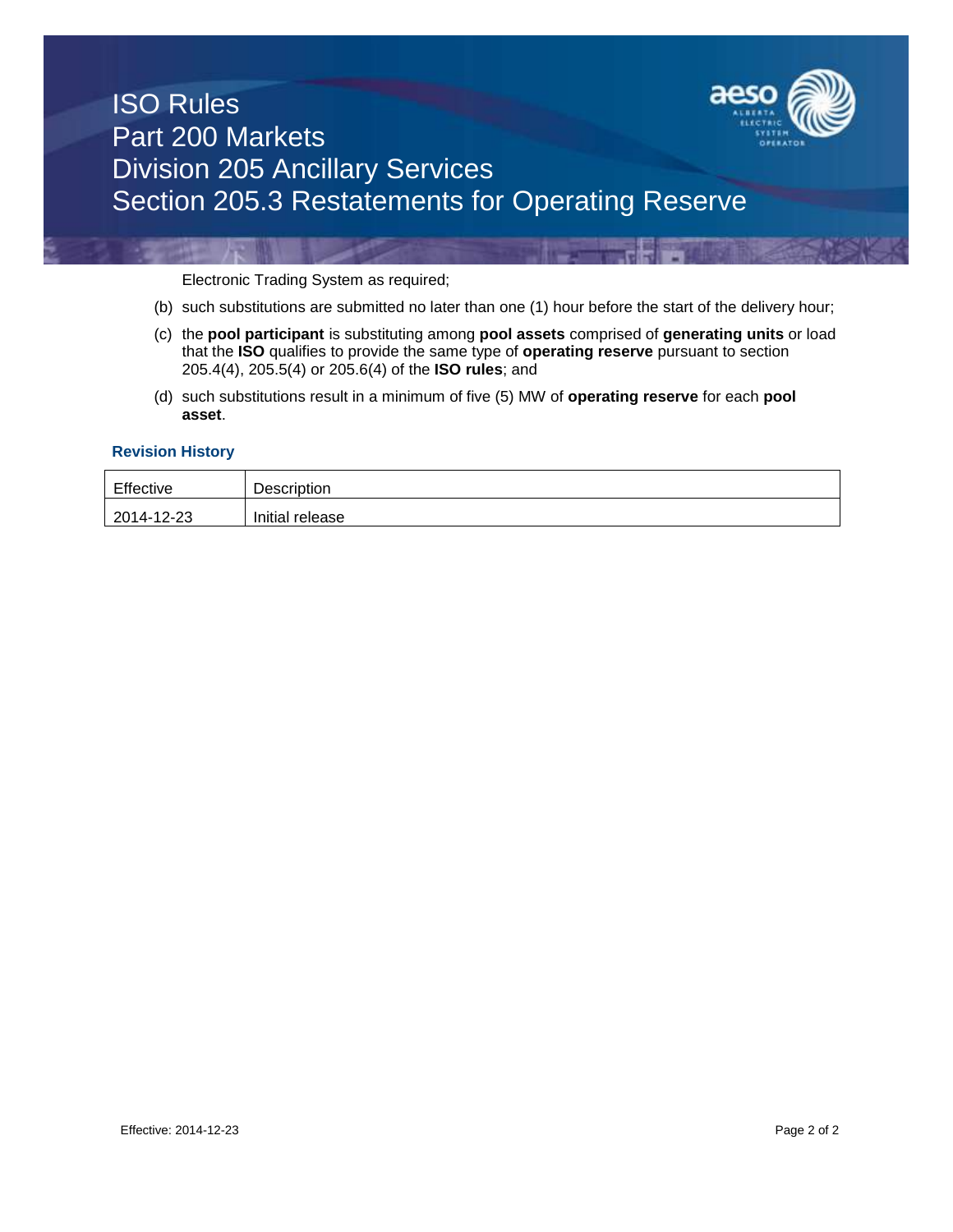Electronic Trading System as required;

(b) such substitutions are submitted no later than one (1) hour before the start of the delivery hour;

(c) the **pool participant** is substituting among **pool assets** comprised of **generating units** or load that the **ISO** qualifies to provide the same type of **operating reserve** pursuant to section 205.4(4), 205.5(4) or 205.6(4) of the **ISO rules**; and

(d) such substitutions result in a minimum of five (5) MW of **operating reserve** for each **pool asset**.

### Revision History

| Effective | Description |
|---|---|
| 2014-12-23 | Initial release |